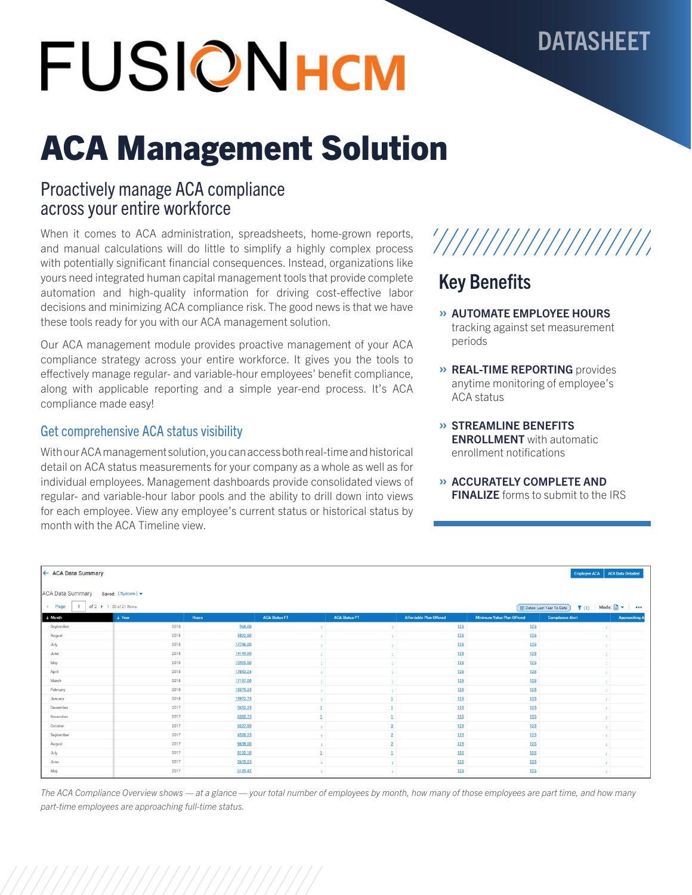DATASHEET

# FUSION HCM

# ACA Management Solution

## Proactively manage ACA compliance across your entire workforce

When it comes to ACA administration, spreadsheets, home-grown reports, and manual calculations will do little to simplify a highly complex process with potentially significant financial consequences. Instead, organizations like yours need integrated human capital management tools that provide complete automation and high-quality information for driving cost-effective labor decisions and minimizing ACA compliance risk. The good news is that we have these tools ready for you with our ACA management solution.

Our ACA management module provides proactive management of your ACA compliance strategy across your entire workforce. It gives you the tools to effectively manage regular- and variable-hour employees' benefit compliance, along with applicable reporting and a simple year-end process. It's ACA compliance made easy!

### Get comprehensive ACA status visibility

With our ACA management solution, you can access both real-time and historical detail on ACA status measurements for your company as a whole as well as for individual employees. Management dashboards provide consolidated views of regular- and variable-hour labor pools and the ability to drill down into views for each employee. View any employee's current status or historical status by month with the ACA Timeline view.

## Key Benefits

- » **AUTOMATE EMPLOYEE HOURS** tracking against set measurement periods
- » **REAL-TIME REPORTING** provides anytime monitoring of employee's ACA status
- » **STREAMLINE BENEFITS ENROLLMENT** with automatic enrollment notifications
- » **ACCURATELY COMPLETE AND FINALIZE** forms to submit to the IRS

*The ACA Compliance Overview shows — at a glance — your total number of employees by month, how many of those employees are part time, and how many part-time employees are approaching full-time status.*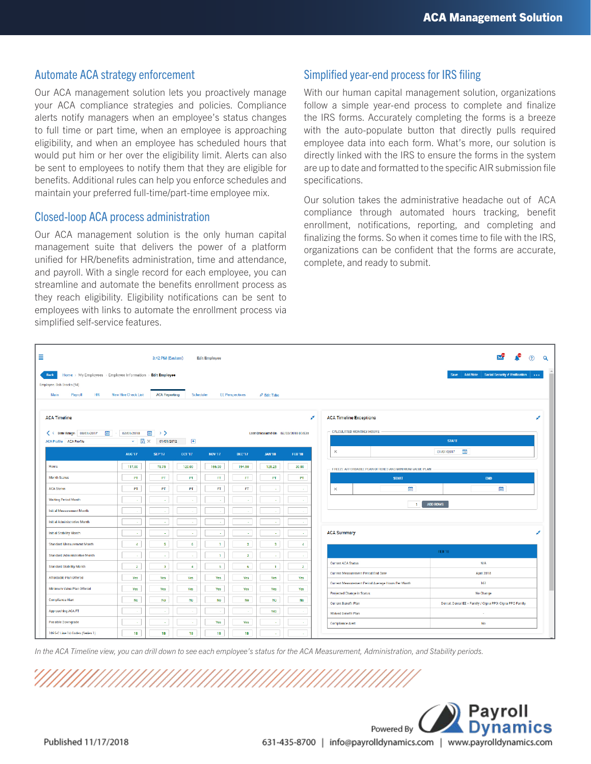## Automate ACA strategy enforcement

Our ACA management solution lets you proactively manage your ACA compliance strategies and policies. Compliance alerts notify managers when an employee's status changes to full time or part time, when an employee is approaching eligibility, and when an employee has scheduled hours that would put him or her over the eligibility limit. Alerts can also be sent to employees to notify them that they are eligible for benefits. Additional rules can help you enforce schedules and maintain your preferred full-time/part-time employee mix.

## Closed-loop ACA process administration

Our ACA management solution is the only human capital management suite that delivers the power of a platform unified for HR/benefits administration, time and attendance, and payroll. With a single record for each employee, you can streamline and automate the benefits enrollment process as they reach eligibility. Eligibility notifications can be sent to employees with links to automate the enrollment process via simplified self-service features.

## Simplified year-end process for IRS filing

With our human capital management solution, organizations follow a simple year-end process to complete and finalize the IRS forms. Accurately completing the forms is a breeze with the auto-populate button that directly pulls required employee data into each form. What's more, our solution is directly linked with the IRS to ensure the forms in the system are up to date and formatted to the specific AIR submission file specifications.

Our solution takes the administrative headache out of ACA compliance through automated hours tracking, benefit enrollment, notifications, reporting, and completing and finalizing the forms. So when it comes time to file with the IRS, organizations can be confident that the forms are accurate, complete, and ready to submit.

*In the ACA Timeline view, you can drill down to each employee's status for the ACA Measurement, Administration, and Stability periods.*

Published 11/17/2018

Powered By Payroll Dynamics

631-435-8700 | info@payrolldynamics.com | www.payrolldynamics.com